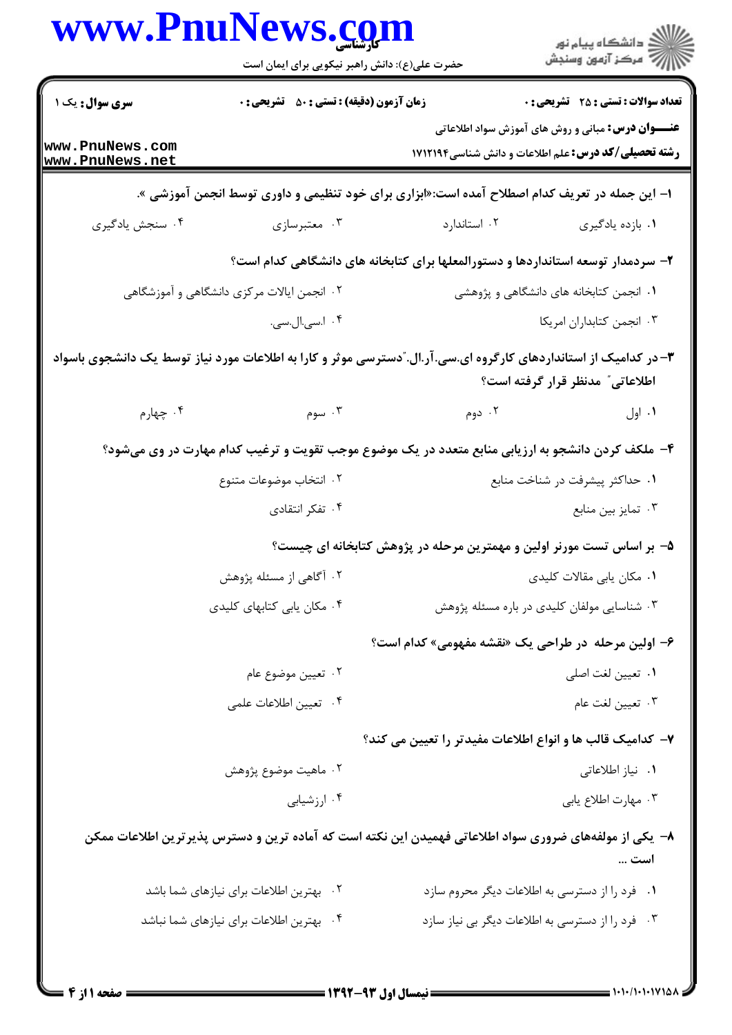**سری سوال:** یک ۱

**زمان آزمون (دقیقه) : تستی : ۵۰ تشریحی : ۰**

**تعداد سوالات : تستی : ۲۵ تشریحی : ۰**

**عنــــوان درس:** مبانی و روش های آموزش سواد اطلاعاتی

**رشته تحصیلی/کد درس:** علم اطلاعات و دانش شناسی۱۷۱۲۱۹۴

**۱- این جمله در تعریف کدام اصطلاح آمده است:«ابزاری برای خود تنظیمی و داوری توسط انجمن آموزشی ».**

۱. بازده یادگیری
۲. استاندارد
۳. معتبرسازی
۴. سنجش یادگیری

**۲- سردمدار توسعه استانداردها و دستورالعملها برای کتابخانه های دانشگاهی کدام است؟**

۱. انجمن کتابخانه های دانشگاهی و پژوهشی
۲. انجمن ایالات مرکزی دانشگاهی و آموزشگاهی
۳. انجمن کتابداران امریکا
۴. اسی.ال.سی.

**۳- در کدامیک از استانداردهای کارگروه ای.سی.آر.ال."دسترسی موثر و کارا به اطلاعات مورد نیاز توسط یک دانشجوی باسواد اطلاعاتی" مدنظر قرار گرفته است؟**

۱. اول
۲. دوم
۳. سوم
۴. چهارم

**۴- ملکف کردن دانشجو به ارزیابی منابع متعدد در یک موضوع موجب تقویت و ترغیب کدام مهارت در وی می‌شود؟**

۱. حداکثر پیشرفت در شناخت منابع
۲. انتخاب موضوعات متنوع
۳. تمایز بین منابع
۴. تفکر انتقادی

**۵- بر اساس تست مورنر اولین و مهمترین مرحله در پژوهش کتابخانه ای چیست؟**

۱. مکان یابی مقالات کلیدی
۲. آگاهی از مسئله پژوهش
۳. شناسایی مولفان کلیدی در باره مسئله پژوهش
۴. مکان یابی کتابهای کلیدی

**۶- اولین مرحله در طراحی یک «نقشه مفهومی» کدام است؟**

۱. تعیین لغت اصلی
۲. تعیین موضوع عام
۳. تعیین لغت عام
۴. تعیین اطلاعات علمی

**۷- کدامیک قالب ها و انواع اطلاعات مفیدتر را تعیین می کند؟**

۱. نیاز اطلاعاتی
۲. ماهیت موضوع پژوهش
۳. مهارت اطلاع یابی
۴. ارزشیابی

**۸- یکی از مولفه‌های ضروری سواد اطلاعاتی فهمیدن این نکته است که آماده ترین و دسترس پذیرترین اطلاعات ممکن است ...**

۱. فرد را از دسترسی به اطلاعات دیگر محروم سازد
۲. بهترین اطلاعات برای نیازهای شما باشد
۳. فرد را از دسترسی به اطلاعات دیگر بی نیاز سازد
۴. بهترین اطلاعات برای نیازهای شما نباشد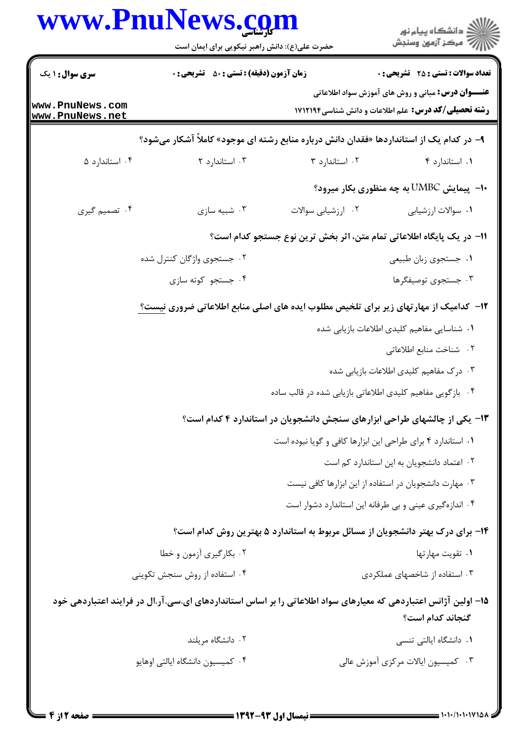**سری سوال:** ۱ یک

**زمان آزمون (دقیقه) : تستی :** ۵۰ **تشریحی :** ۰

**تعداد سوالات : تستی :** ۲۵ **تشریحی :** ۰

**عنـــوان درس:** مبانی و روش های آموزش سواد اطلاعاتی

**رشته تحصیلی/کد درس:** علم اطلاعات و دانش شناسی۱۷۱۲۱۹۴

**۹- در کدام یک از استانداردها «فقدان دانش درباره منابع رشته ای موجود» کاملاً آشکار می‌شود؟**

۱. استاندارد ۴ ۲. استاندارد ۳ ۳. استاندارد ۲ ۴. استاندارد ۵

**۱۰- پیمایش UMBC به چه منظوری بکار میرود؟**

۱. سوالات ارزشیابی ۲. ارزشیابی سوالات ۳. شبیه سازی ۴. تصمیم گیری

**۱۱- در یک پایگاه اطلاعاتی تمام متن، اثر بخش ترین نوع جستجو کدام است؟**

۱. جستجوی زبان طبیعی
۲. جستجوی واژگان کنترل شده
۳. جستجوی توصیفگرها
۴. جستجو کوته سازی

**۱۲- کدامیک از مهارتهای زیر برای تلخیص مطلوب ایده های اصلی منابع اطلاعاتی ضروری نیست؟**

۱. شناسایی مفاهیم کلیدی اطلاعات بازیابی شده
۲. شناخت منابع اطلاعاتی
۳. درک مفاهیم کلیدی اطلاعات بازیابی شده
۴. بازگویی مفاهیم کلیدی اطلاعاتی بازیابی شده در قالب ساده

**۱۳- یکی از چالشهای طراحی ابزارهای سنجش دانشجویان در استاندارد ۴ کدام است؟**

۱. استاندارد ۴ برای طراحی این ابزارها کافی و گویا نبوده است
۲. اعتماد دانشجویان به این استاندارد کم است
۳. مهارت دانشجویان در استفاده از این ابزارها کافی نیست
۴. اندازه‌گیری عینی و بی طرفانه این استاندارد دشوار است

**۱۴- برای درک بهتر دانشجویان از مسائل مربوط به استاندارد ۵ بهترین روش کدام است؟**

۱. تقویت مهارتها
۲. بکارگیری آزمون و خطا
۳. استفاده از شاخصهای عملکردی
۴. استفاده از روش سنجش تکوینی

**۱۵- اولین آژانس اعتباردهی که معیارهای سواد اطلاعاتی را بر اساس استانداردهای ای.سی.آر.ال در فرایند اعتباردهی خود گنجاند کدام است؟**

۱. دانشگاه ایالتی تنسی
۲. دانشگاه مریلند
۳. کمیسیون ایالات مرکزی آموزش عالی
۴. کمیسیون دانشگاه ایالتی اوهایو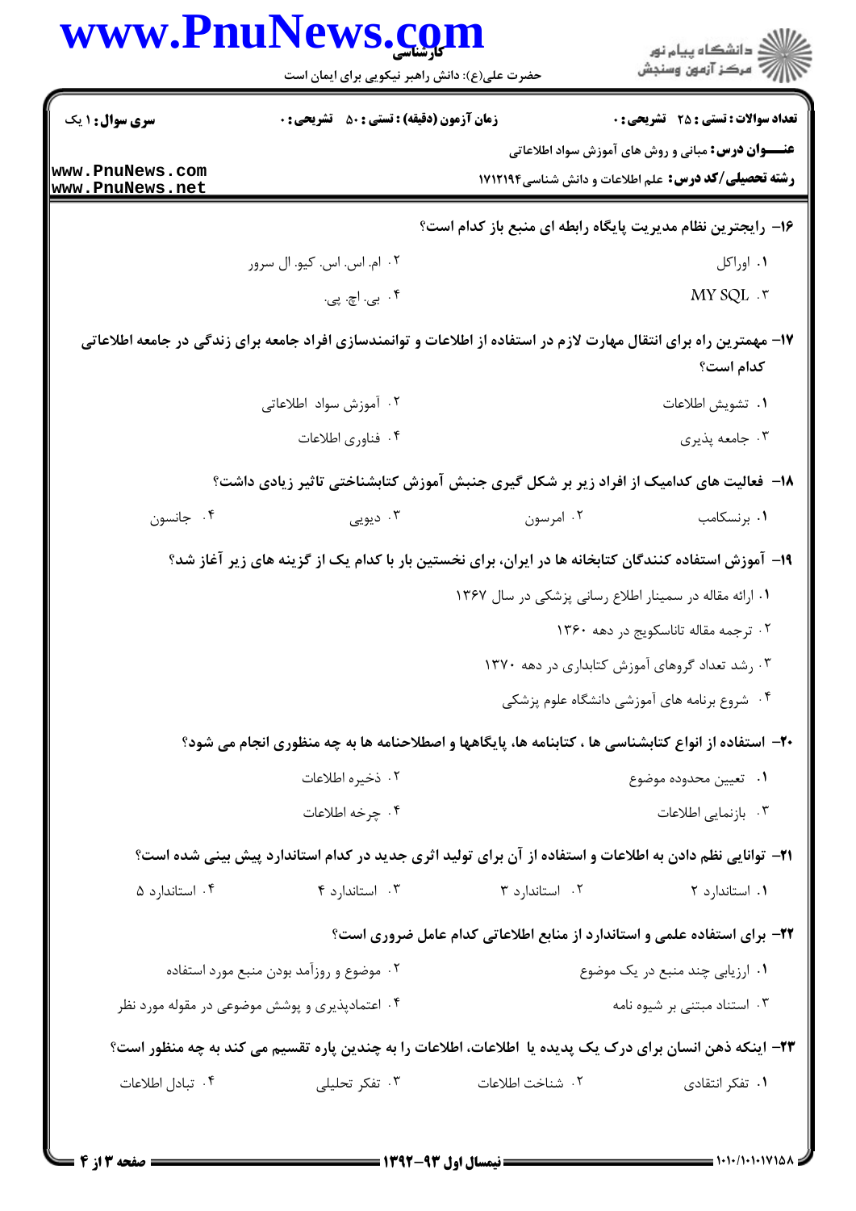**سری سوال:** ۱ یک | **زمان آزمون (دقیقه) : تستی :** ۵۰ **تشریحی :** ۰ | **تعداد سوالات : تستی :** ۲۵ **تشریحی :** ۰

**عنـــوان درس:** مبانی و روش های آموزش سواد اطلاعاتی

**رشته تحصیلی/کد درس:** علم اطلاعات و دانش شناسی۱۷۱۲۱۹۴

۱۶- رایجترین نظام مدیریت پایگاه رابطه ای منبع باز کدام است؟

۱. اوراکل
۲. ام. اس. اس. کیو. ال سرور
۳. MY SQL
۴. بی. اچ. پی.

۱۷- مهمترین راه برای انتقال مهارت لازم در استفاده از اطلاعات و توانمندسازی افراد جامعه برای زندگی در جامعه اطلاعاتی کدام است؟

۱. تشویش اطلاعات
۲. آموزش سواد اطلاعاتی
۳. جامعه پذیری
۴. فناوری اطلاعات

۱۸- فعالیت های کدامیک از افراد زیر بر شکل گیری جنبش آموزش کتابشناختی تاثیر زیادی داشت؟

۱. برنسکامب
۲. امرسون
۳. دیویی
۴. جانسون

۱۹- آموزش استفاده کنندگان کتابخانه ها در ایران، برای نخستین بار با کدام یک از گزینه های زیر آغاز شد؟

۱. ارائه مقاله در سمینار اطلاع رسانی پزشکی در سال ۱۳۶۷
۲. ترجمه مقاله تاناسکویچ در دهه ۱۳۶۰
۳. رشد تعداد گروهای آموزش کتابداری در دهه ۱۳۷۰
۴. شروع برنامه های آموزشی دانشگاه علوم پزشکی

۲۰- استفاده از انواع کتابشناسی ها ، کتابنامه ها، پایگاهها و اصطلاحنامه ها به چه منظوری انجام می شود؟

۱. تعیین محدوده موضوع
۲. ذخیره اطلاعات
۳. بازنمایی اطلاعات
۴. چرخه اطلاعات

۲۱- توانایی نظم دادن به اطلاعات و استفاده از آن برای تولید اثری جدید در کدام استاندارد پیش بینی شده است؟

۱. استاندارد ۲
۲. استاندارد ۳
۳. استاندارد ۴
۴. استاندارد ۵

۲۲- برای استفاده علمی و استاندارد از منابع اطلاعاتی کدام عامل ضروری است؟

۱. ارزیابی چند منبع در یک موضوع
۲. موضوع و روزآمد بودن منبع مورد استفاده
۳. استناد مبتنی بر شیوه نامه
۴. اعتمادپذیری و پوشش موضوعی در مقوله مورد نظر

۲۳- اینکه ذهن انسان برای درک یک پدیده یا اطلاعات، اطلاعات را به چندین پاره تقسیم می کند به چه منظور است؟

۱. تفکر انتقادی
۲. شناخت اطلاعات
۳. تفکر تحلیلی
۴. تبادل اطلاعات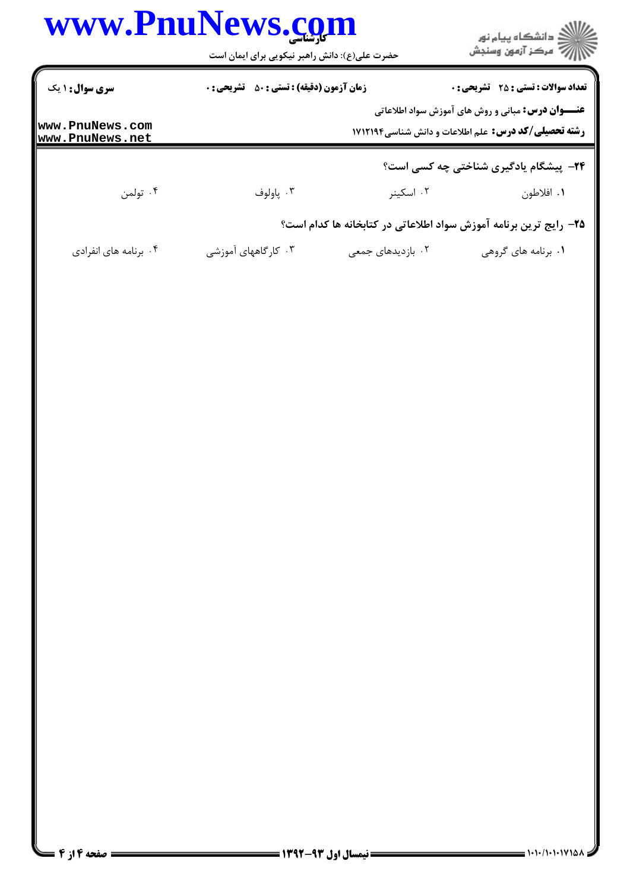**۲۴- پیشگام یادگیری شناختی چه کسی است؟**

۱. افلاطون
۲. اسکینر
۳. پاولوف
۴. تولمن

**۲۵- رایج ترین برنامه آموزش سواد اطلاعاتی در کتابخانه ها کدام است؟**

۱. برنامه های گروهی
۲. بازدیدهای جمعی
۳. کارگاههای آموزشی
۴. برنامه های انفرادی